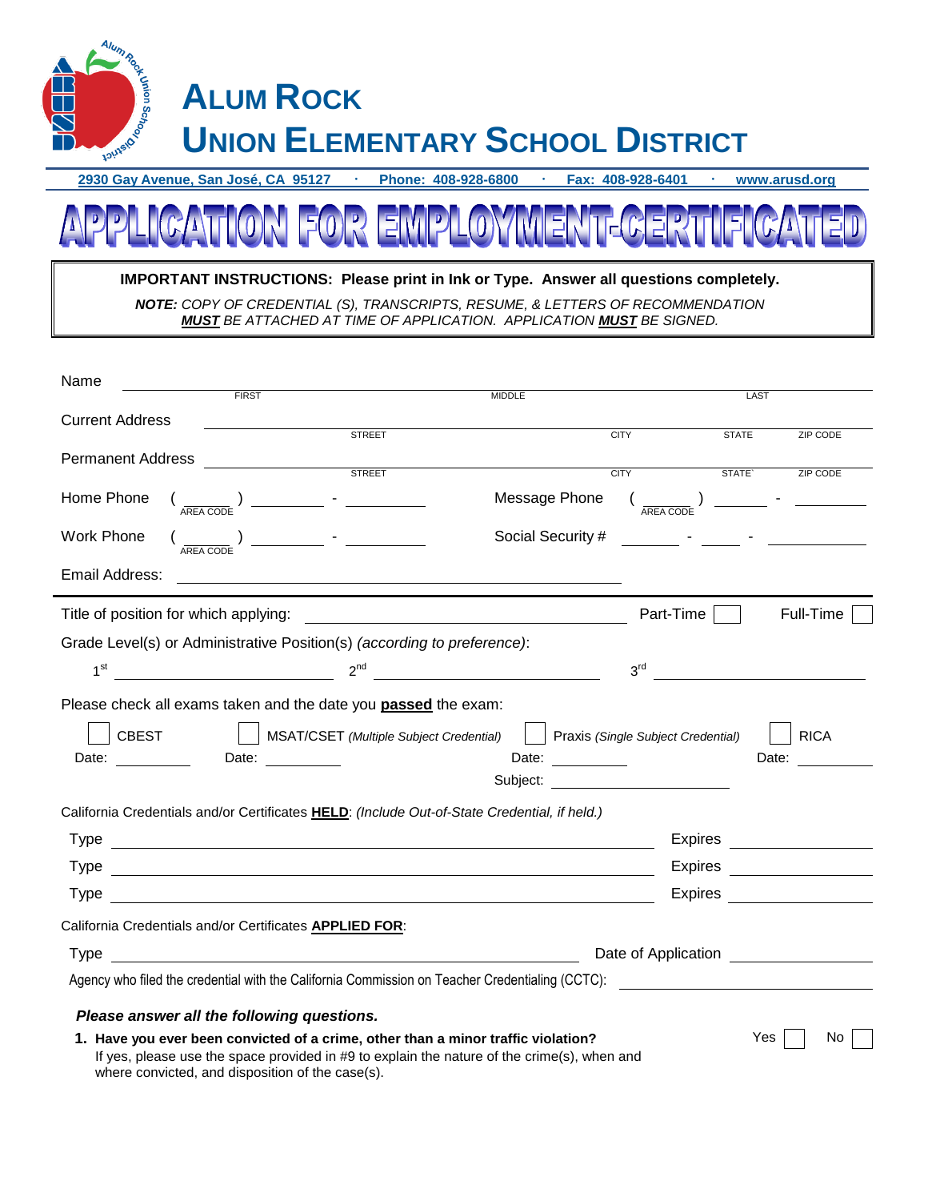# ALUM ROCK UNION ELEMENTARY SCHOOL DISTRICT

**2930 Gay Avenue, San José, CA 95127 · Phone: 408-928-6800 · Fax: 408-928-6401 · www.arusd.org**

# APPLICATION FOR EMPLOYMENT-CERTIFICATED

**IMPORTANT INSTRUCTIONS: Please print in Ink or Type. Answer all questions completely.**

***NOTE:*** *COPY OF CREDENTIAL (S), TRANSCRIPTS, RESUME, & LETTERS OF RECOMMENDATION* ***MUST*** *BE ATTACHED AT TIME OF APPLICATION. APPLICATION* ***MUST*** *BE SIGNED.*

Name ______________________________________________
FIRST MIDDLE LAST

Current Address ______________________________________________
STREET CITY STATE ZIP CODE

Permanent Address ______________________________________________
STREET CITY STATE` ZIP CODE

Home Phone ( ______ ) ________ - ________ (AREA CODE) Message Phone ( ______ ) ________ - ________ (AREA CODE)

Work Phone ( ______ ) ________ - ________ (AREA CODE) Social Security # ________ - ______ - ________

Email Address: ______________________________________________

---

Title of position for which applying: ______________________ Part-Time ☐ Full-Time ☐

Grade Level(s) or Administrative Position(s) *(according to preference)*:

1st ____________ 2nd ____________ 3rd ____________

Please check all exams taken and the date you **passed** the exam:

☐ CBEST Date: ________ ☐ MSAT/CSET *(Multiple Subject Credential)* Date: ________ ☐ Praxis *(Single Subject Credential)* Date: ________ Subject: ____________ ☐ RICA Date: ________

California Credentials and/or Certificates **HELD**: *(Include Out-of-State Credential, if held.)*

Type ______________________________ Expires ________

Type ______________________________ Expires ________

Type ______________________________ Expires ________

California Credentials and/or Certificates **APPLIED FOR**:

Type ______________________________ Date of Application ________

Agency who filed the credential with the California Commission on Teacher Credentialing (CCTC): ______________

***Please answer all the following questions.***

1. **Have you ever been convicted of a crime, other than a minor traffic violation?** Yes ☐ No ☐
   If yes, please use the space provided in #9 to explain the nature of the crime(s), when and where convicted, and disposition of the case(s).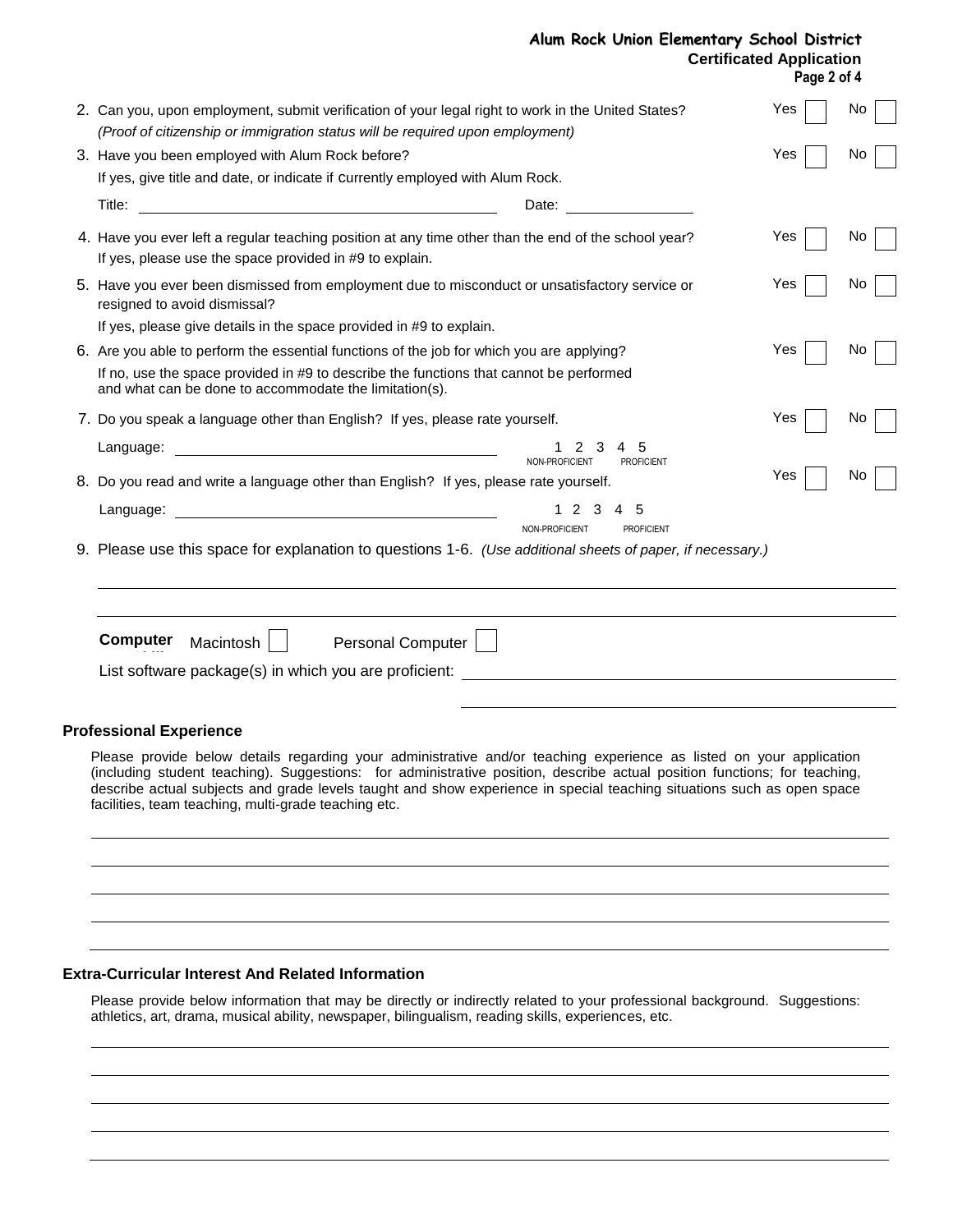2. Can you, upon employment, submit verification of your legal right to work in the United States? Yes ☐ No ☐
   *(Proof of citizenship or immigration status will be required upon employment)*

3. Have you been employed with Alum Rock before? Yes ☐ No ☐
   If yes, give title and date, or indicate if currently employed with Alum Rock.
   Title: ____________________ Date: ____________

4. Have you ever left a regular teaching position at any time other than the end of the school year? Yes ☐ No ☐
   If yes, please use the space provided in #9 to explain.

5. Have you ever been dismissed from employment due to misconduct or unsatisfactory service or resigned to avoid dismissal? Yes ☐ No ☐
   If yes, please give details in the space provided in #9 to explain.

6. Are you able to perform the essential functions of the job for which you are applying? Yes ☐ No ☐
   If no, use the space provided in #9 to describe the functions that cannot be performed and what can be done to accommodate the limitation(s).

7. Do you speak a language other than English? If yes, please rate yourself. Yes ☐ No ☐
   Language: ____________________ 1 2 3 4 5 (NON-PROFICIENT – PROFICIENT)

8. Do you read and write a language other than English? If yes, please rate yourself. Yes ☐ No ☐
   Language: ____________________ 1 2 3 4 5 (NON-PROFICIENT – PROFICIENT)

9. Please use this space for explanation to questions 1-6. *(Use additional sheets of paper, if necessary.)*

______________________________________________________________

______________________________________________________________

**Computer** Macintosh ☐ Personal Computer ☐

List software package(s) in which you are proficient: ______________________________

______________________________

## Professional Experience

Please provide below details regarding your administrative and/or teaching experience as listed on your application (including student teaching). Suggestions: for administrative position, describe actual position functions; for teaching, describe actual subjects and grade levels taught and show experience in special teaching situations such as open space facilities, team teaching, multi-grade teaching etc.

______________________________________________________________

______________________________________________________________

______________________________________________________________

______________________________________________________________

______________________________________________________________

## Extra-Curricular Interest And Related Information

Please provide below information that may be directly or indirectly related to your professional background. Suggestions: athletics, art, drama, musical ability, newspaper, bilingualism, reading skills, experiences, etc.

______________________________________________________________

______________________________________________________________

______________________________________________________________

______________________________________________________________

______________________________________________________________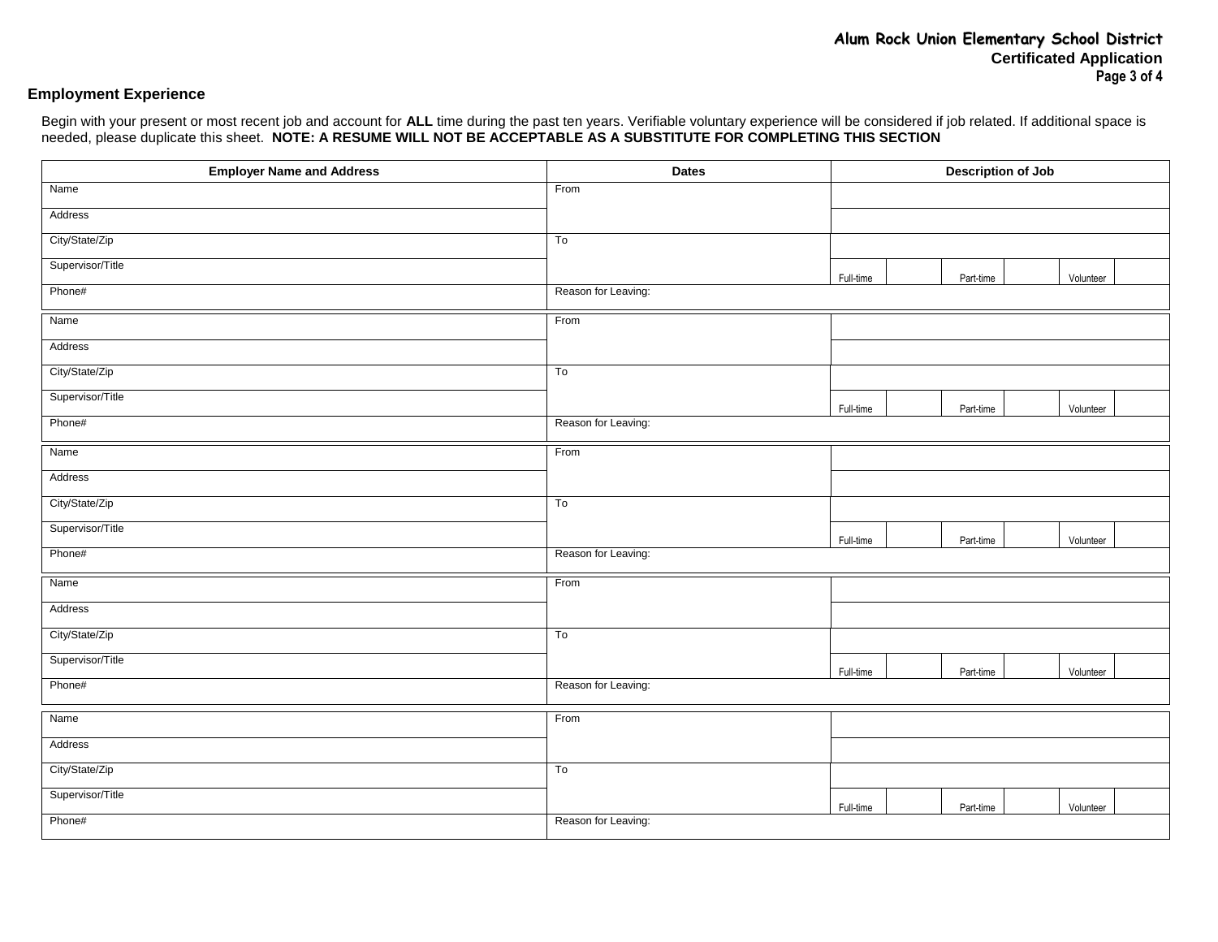## Employment Experience

Begin with your present or most recent job and account for **ALL** time during the past ten years. Verifiable voluntary experience will be considered if job related. If additional space is needed, please duplicate this sheet. **NOTE: A RESUME WILL NOT BE ACCEPTABLE AS A SUBSTITUTE FOR COMPLETING THIS SECTION**

| Employer Name and Address | Dates | Description of Job | | | | | |
|---|---|---|---|---|---|---|---|
| Name | From | | | | | | |
| Address | | | | | | | |
| City/State/Zip | To | | | | | | |
| Supervisor/Title | | Full-time | | Part-time | | Volunteer | |
| Phone# | Reason for Leaving: | | | | | | |
| Name | From | | | | | | |
| Address | | | | | | | |
| City/State/Zip | To | | | | | | |
| Supervisor/Title | | Full-time | | Part-time | | Volunteer | |
| Phone# | Reason for Leaving: | | | | | | |
| Name | From | | | | | | |
| Address | | | | | | | |
| City/State/Zip | To | | | | | | |
| Supervisor/Title | | Full-time | | Part-time | | Volunteer | |
| Phone# | Reason for Leaving: | | | | | | |
| Name | From | | | | | | |
| Address | | | | | | | |
| City/State/Zip | To | | | | | | |
| Supervisor/Title | | Full-time | | Part-time | | Volunteer | |
| Phone# | Reason for Leaving: | | | | | | |
| Name | From | | | | | | |
| Address | | | | | | | |
| City/State/Zip | To | | | | | | |
| Supervisor/Title | | Full-time | | Part-time | | Volunteer | |
| Phone# | Reason for Leaving: | | | | | | |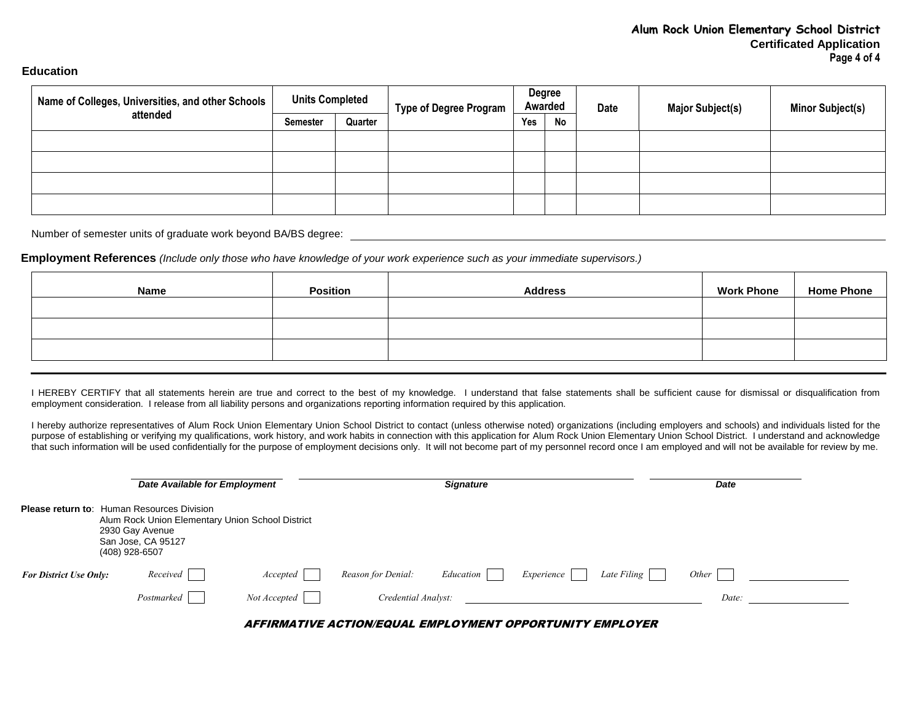## Education

| Name of Colleges, Universities, and other Schools attended | Units Completed | | Type of Degree Program | Degree Awarded | | Date | Major Subject(s) | Minor Subject(s) |
|---|---|---|---|---|---|---|---|---|
| | Semester | Quarter | | Yes | No | | | |
| | | | | | | | | |
| | | | | | | | | |
| | | | | | | | | |
| | | | | | | | | |

Number of semester units of graduate work beyond BA/BS degree: ______________________________

## Employment References *(Include only those who have knowledge of your work experience such as your immediate supervisors.)*

| Name | Position | Address | Work Phone | Home Phone |
|---|---|---|---|---|
| | | | | |
| | | | | |
| | | | | |

---

I HEREBY CERTIFY that all statements herein are true and correct to the best of my knowledge. I understand that false statements shall be sufficient cause for dismissal or disqualification from employment consideration. I release from all liability persons and organizations reporting information required by this application.

I hereby authorize representatives of Alum Rock Union Elementary Union School District to contact (unless otherwise noted) organizations (including employers and schools) and individuals listed for the purpose of establishing or verifying my qualifications, work history, and work habits in connection with this application for Alum Rock Union Elementary Union School District. I understand and acknowledge that such information will be used confidentially for the purpose of employment decisions only. It will not become part of my personnel record once I am employed and will not be available for review by me.

______________________ ______________________________ ______________________

***Date Available for Employment*** ***Signature*** ***Date***

**Please return to**: Human Resources Division
Alum Rock Union Elementary Union School District
2930 Gay Avenue
San Jose, CA 95127
(408) 928-6507

***For District Use Only:*** *Received* ☐ *Accepted* ☐ *Reason for Denial:* *Education* ☐ *Experience* ☐ *Late Filing* ☐ *Other* ☐ ______________

*Postmarked* ☐ *Not Accepted* ☐ *Credential Analyst:* ______________________________ *Date:* ______________

***AFFIRMATIVE ACTION/EQUAL EMPLOYMENT OPPORTUNITY EMPLOYER***